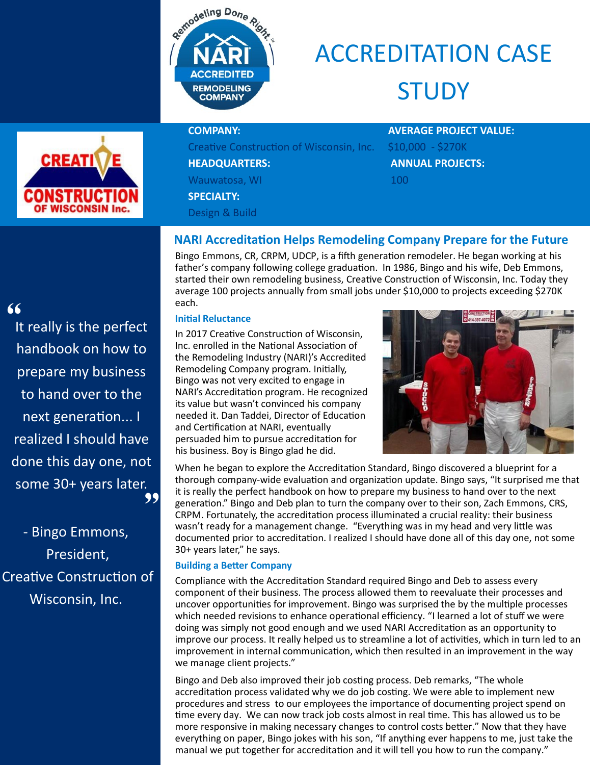# ACCREDITATION CASE STUDY

**COMPANY:**
Creative Construction of Wisconsin, Inc.

**HEADQUARTERS:**
Wauwatosa, WI

**SPECIALTY:**
Design & Build

**AVERAGE PROJECT VALUE:**
$10,000 - $270K

**ANNUAL PROJECTS:**
100

> "It really is the perfect handbook on how to prepare my business to hand over to the next generation... I realized I should have done this day one, not some 30+ years later."
>
> \- Bingo Emmons, President, Creative Construction of Wisconsin, Inc.

## NARI Accreditation Helps Remodeling Company Prepare for the Future

Bingo Emmons, CR, CRPM, UDCP, is a fifth generation remodeler. He began working at his father's company following college graduation. In 1986, Bingo and his wife, Deb Emmons, started their own remodeling business, Creative Construction of Wisconsin, Inc. Today they average 100 projects annually from small jobs under $10,000 to projects exceeding $270K each.

### Initial Reluctance

In 2017 Creative Construction of Wisconsin, Inc. enrolled in the National Association of the Remodeling Industry (NARI)'s Accredited Remodeling Company program. Initially, Bingo was not very excited to engage in NARI's Accreditation program. He recognized its value but wasn't convinced his company needed it. Dan Taddei, Director of Education and Certification at NARI, eventually persuaded him to pursue accreditation for his business. Boy is Bingo glad he did.

When he began to explore the Accreditation Standard, Bingo discovered a blueprint for a thorough company-wide evaluation and organization update. Bingo says, "It surprised me that it is really the perfect handbook on how to prepare my business to hand over to the next generation." Bingo and Deb plan to turn the company over to their son, Zach Emmons, CRS, CRPM. Fortunately, the accreditation process illuminated a crucial reality: their business wasn't ready for a management change. "Everything was in my head and very little was documented prior to accreditation. I realized I should have done all of this day one, not some 30+ years later," he says.

### Building a Better Company

Compliance with the Accreditation Standard required Bingo and Deb to assess every component of their business. The process allowed them to reevaluate their processes and uncover opportunities for improvement. Bingo was surprised the by the multiple processes which needed revisions to enhance operational efficiency. "I learned a lot of stuff we were doing was simply not good enough and we used NARI Accreditation as an opportunity to improve our process. It really helped us to streamline a lot of activities, which in turn led to an improvement in internal communication, which then resulted in an improvement in the way we manage client projects."

Bingo and Deb also improved their job costing process. Deb remarks, "The whole accreditation process validated why we do job costing. We were able to implement new procedures and stress to our employees the importance of documenting project spend on time every day. We can now track job costs almost in real time. This has allowed us to be more responsive in making necessary changes to control costs better." Now that they have everything on paper, Bingo jokes with his son, "If anything ever happens to me, just take the manual we put together for accreditation and it will tell you how to run the company."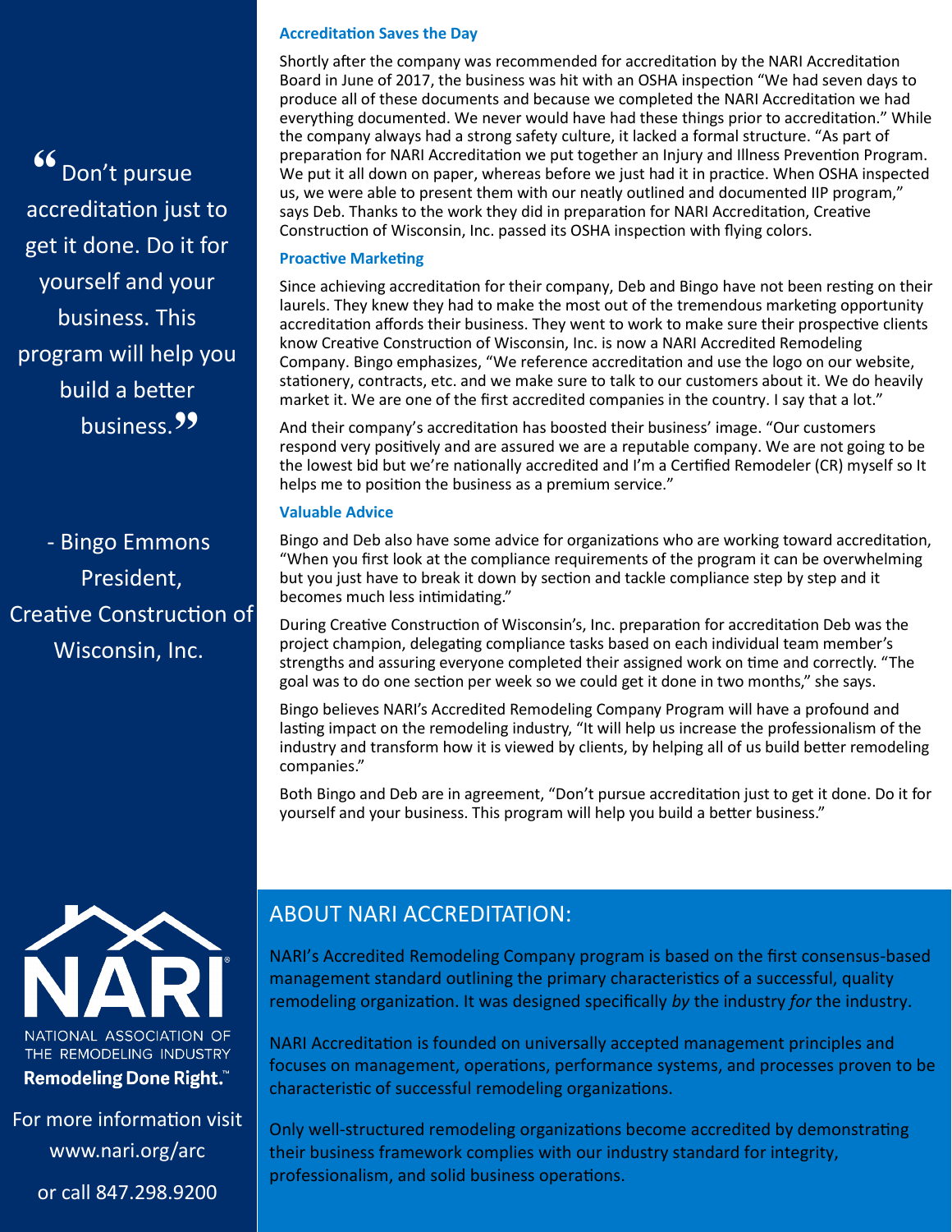> "Don't pursue accreditation just to get it done. Do it for yourself and your business. This program will help you build a better business."
>
> \- Bingo Emmons
> President,
> Creative Construction of Wisconsin, Inc.

### Accreditation Saves the Day

Shortly after the company was recommended for accreditation by the NARI Accreditation Board in June of 2017, the business was hit with an OSHA inspection "We had seven days to produce all of these documents and because we completed the NARI Accreditation we had everything documented. We never would have had these things prior to accreditation." While the company always had a strong safety culture, it lacked a formal structure. "As part of preparation for NARI Accreditation we put together an Injury and Illness Prevention Program. We put it all down on paper, whereas before we just had it in practice. When OSHA inspected us, we were able to present them with our neatly outlined and documented IIP program," says Deb. Thanks to the work they did in preparation for NARI Accreditation, Creative Construction of Wisconsin, Inc. passed its OSHA inspection with flying colors.

### Proactive Marketing

Since achieving accreditation for their company, Deb and Bingo have not been resting on their laurels. They knew they had to make the most out of the tremendous marketing opportunity accreditation affords their business. They went to work to make sure their prospective clients know Creative Construction of Wisconsin, Inc. is now a NARI Accredited Remodeling Company. Bingo emphasizes, "We reference accreditation and use the logo on our website, stationery, contracts, etc. and we make sure to talk to our customers about it. We do heavily market it. We are one of the first accredited companies in the country. I say that a lot."

And their company's accreditation has boosted their business' image. "Our customers respond very positively and are assured we are a reputable company. We are not going to be the lowest bid but we're nationally accredited and I'm a Certified Remodeler (CR) myself so It helps me to position the business as a premium service."

### Valuable Advice

Bingo and Deb also have some advice for organizations who are working toward accreditation, "When you first look at the compliance requirements of the program it can be overwhelming but you just have to break it down by section and tackle compliance step by step and it becomes much less intimidating."

During Creative Construction of Wisconsin's, Inc. preparation for accreditation Deb was the project champion, delegating compliance tasks based on each individual team member's strengths and assuring everyone completed their assigned work on time and correctly. "The goal was to do one section per week so we could get it done in two months," she says.

Bingo believes NARI's Accredited Remodeling Company Program will have a profound and lasting impact on the remodeling industry, "It will help us increase the professionalism of the industry and transform how it is viewed by clients, by helping all of us build better remodeling companies."

Both Bingo and Deb are in agreement, "Don't pursue accreditation just to get it done. Do it for yourself and your business. This program will help you build a better business."

## ABOUT NARI ACCREDITATION:

NARI's Accredited Remodeling Company program is based on the first consensus-based management standard outlining the primary characteristics of a successful, quality remodeling organization. It was designed specifically *by* the industry *for* the industry.

NARI Accreditation is founded on universally accepted management principles and focuses on management, operations, performance systems, and processes proven to be characteristic of successful remodeling organizations.

Only well-structured remodeling organizations become accredited by demonstrating their business framework complies with our industry standard for integrity, professionalism, and solid business operations.

NARI®
NATIONAL ASSOCIATION OF THE REMODELING INDUSTRY
Remodeling Done Right.™

For more information visit www.nari.org/arc

or call 847.298.9200